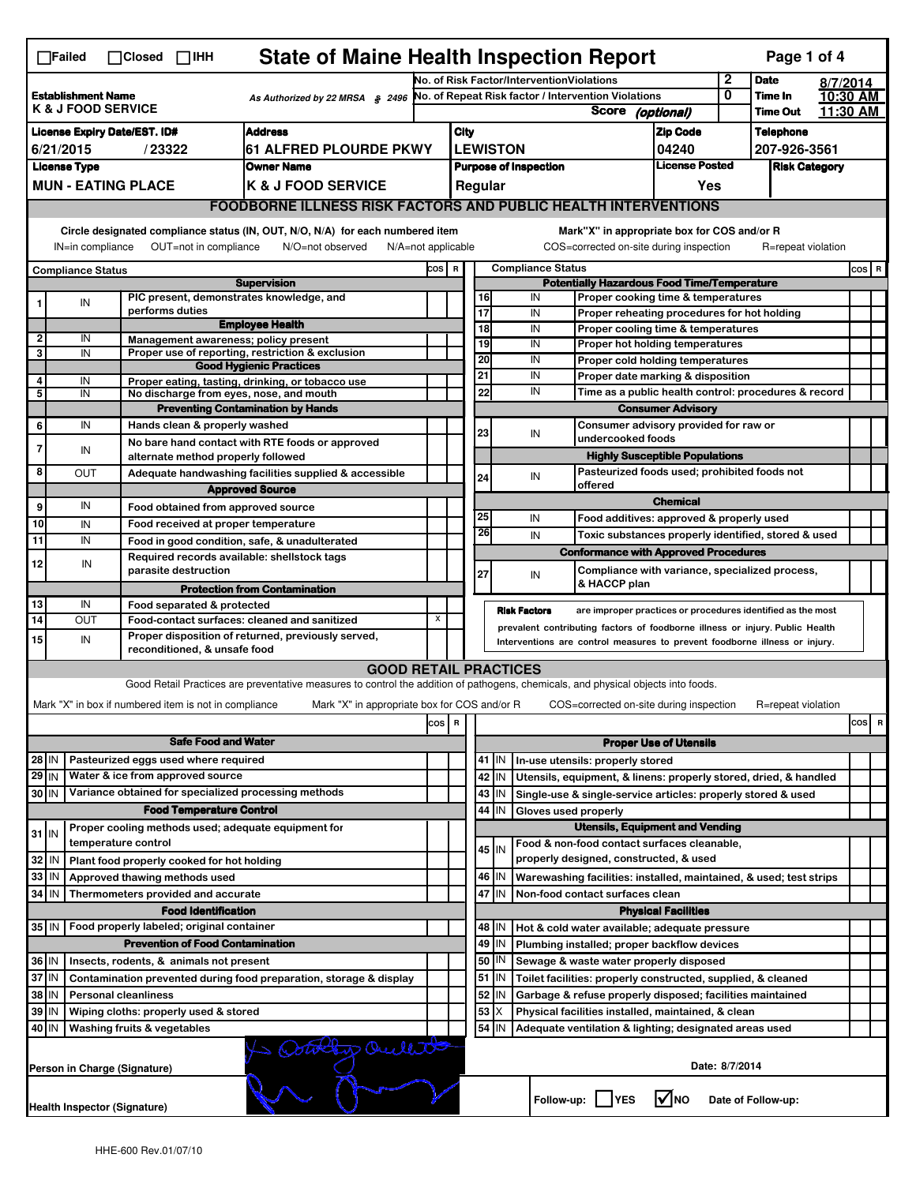☐Failed ☐Closed ☐IHH

# State of Maine Health Inspection Report

| | | | |
|---|---|---|---|
| **Establishment Name** K & J FOOD SERVICE | As Authorized by 22 MRSA § 2496 | No. of Risk Factor/Intervention Violations: 2 | Date: 8/7/2014 |
| | | No. of Repeat Risk factor / Intervention Violations: 0 | Time In: 10:30 AM |
| | | Score (optional) | Time Out: 11:30 AM |

| License Expiry Date/EST. ID# | Address | City | Zip Code | Telephone |
|---|---|---|---|---|
| 6/21/2015 / 23322 | 61 ALFRED PLOURDE PKWY | LEWISTON | 04240 | 207-926-3561 |

| License Type | Owner Name | Purpose of Inspection | License Posted | Risk Category |
|---|---|---|---|---|
| MUN - EATING PLACE | K & J FOOD SERVICE | Regular | Yes | |

## FOODBORNE ILLNESS RISK FACTORS AND PUBLIC HEALTH INTERVENTIONS

Circle designated compliance status (IN, OUT, N/O, N/A) for each numbered item — IN=in compliance, OUT=not in compliance, N/O=not observed, N/A=not applicable

Mark "X" in appropriate box for COS and/or R — COS=corrected on-site during inspection, R=repeat violation

| # | Compliance Status | Item | COS | R |
|---|---|---|---|---|
| | | **Supervision** | | |
| 1 | IN | PIC present, demonstrates knowledge, and performs duties | | |
| | | **Employee Health** | | |
| 2 | IN | Management awareness; policy present | | |
| 3 | IN | Proper use of reporting, restriction & exclusion | | |
| | | **Good Hygienic Practices** | | |
| 4 | IN | Proper eating, tasting, drinking, or tobacco use | | |
| 5 | IN | No discharge from eyes, nose, and mouth | | |
| | | **Preventing Contamination by Hands** | | |
| 6 | IN | Hands clean & properly washed | | |
| 7 | IN | No bare hand contact with RTE foods or approved alternate method properly followed | | |
| 8 | OUT | Adequate handwashing facilities supplied & accessible | | |
| | | **Approved Source** | | |
| 9 | IN | Food obtained from approved source | | |
| 10 | IN | Food received at proper temperature | | |
| 11 | IN | Food in good condition, safe, & unadulterated | | |
| 12 | IN | Required records available: shellstock tags parasite destruction | | |
| | | **Protection from Contamination** | | |
| 13 | IN | Food separated & protected | | |
| 14 | OUT | Food-contact surfaces: cleaned and sanitized | X | |
| 15 | IN | Proper disposition of returned, previously served, reconditioned, & unsafe food | | |
| | | **Potentially Hazardous Food Time/Temperature** | | |
| 16 | IN | Proper cooking time & temperatures | | |
| 17 | IN | Proper reheating procedures for hot holding | | |
| 18 | IN | Proper cooling time & temperatures | | |
| 19 | IN | Proper hot holding temperatures | | |
| 20 | IN | Proper cold holding temperatures | | |
| 21 | IN | Proper date marking & disposition | | |
| 22 | IN | Time as a public health control: procedures & record | | |
| | | **Consumer Advisory** | | |
| 23 | IN | Consumer advisory provided for raw or undercooked foods | | |
| | | **Highly Susceptible Populations** | | |
| 24 | IN | Pasteurized foods used; prohibited foods not offered | | |
| | | **Chemical** | | |
| 25 | IN | Food additives: approved & properly used | | |
| 26 | IN | Toxic substances properly identified, stored & used | | |
| | | **Conformance with Approved Procedures** | | |
| 27 | IN | Compliance with variance, specialized process, & HACCP plan | | |

**Risk Factors** are improper practices or procedures identified as the most prevalent contributing factors of foodborne illness or injury. Public Health Interventions are control measures to prevent foodborne illness or injury.

## GOOD RETAIL PRACTICES

Good Retail Practices are preventative measures to control the addition of pathogens, chemicals, and physical objects into foods.

Mark "X" in box if numbered item is not in compliance — Mark "X" in appropriate box for COS and/or R — COS=corrected on-site during inspection — R=repeat violation

| # | Status | Item | COS | R |
|---|---|---|---|---|
| | | **Safe Food and Water** | | |
| 28 | IN | Pasteurized eggs used where required | | |
| 29 | IN | Water & ice from approved source | | |
| 30 | IN | Variance obtained for specialized processing methods | | |
| | | **Food Temperature Control** | | |
| 31 | IN | Proper cooling methods used; adequate equipment for temperature control | | |
| 32 | IN | Plant food properly cooked for hot holding | | |
| 33 | IN | Approved thawing methods used | | |
| 34 | IN | Thermometers provided and accurate | | |
| | | **Food Identification** | | |
| 35 | IN | Food properly labeled; original container | | |
| | | **Prevention of Food Contamination** | | |
| 36 | IN | Insects, rodents, & animals not present | | |
| 37 | IN | Contamination prevented during food preparation, storage & display | | |
| 38 | IN | Personal cleanliness | | |
| 39 | IN | Wiping cloths: properly used & stored | | |
| 40 | IN | Washing fruits & vegetables | | |
| | | **Proper Use of Utensils** | | |
| 41 | IN | In-use utensils: properly stored | | |
| 42 | IN | Utensils, equipment, & linens: properly stored, dried, & handled | | |
| 43 | IN | Single-use & single-service articles: properly stored & used | | |
| 44 | IN | Gloves used properly | | |
| | | **Utensils, Equipment and Vending** | | |
| 45 | IN | Food & non-food contact surfaces cleanable, properly designed, constructed, & used | | |
| 46 | IN | Warewashing facilities: installed, maintained, & used; test strips | | |
| 47 | IN | Non-food contact surfaces clean | | |
| | | **Physical Facilities** | | |
| 48 | IN | Hot & cold water available; adequate pressure | | |
| 49 | IN | Plumbing installed; proper backflow devices | | |
| 50 | IN | Sewage & waste water properly disposed | | |
| 51 | IN | Toilet facilities: properly constructed, supplied, & cleaned | | |
| 52 | IN | Garbage & refuse properly disposed; facilities maintained | | |
| 53 | X | Physical facilities installed, maintained, & clean | | |
| 54 | IN | Adequate ventilation & lighting; designated areas used | | |

Person in Charge (Signature)

Date: 8/7/2014

Health Inspector (Signature)

Follow-up: ☐ YES ☑ NO Date of Follow-up:

HHE-600 Rev.01/07/10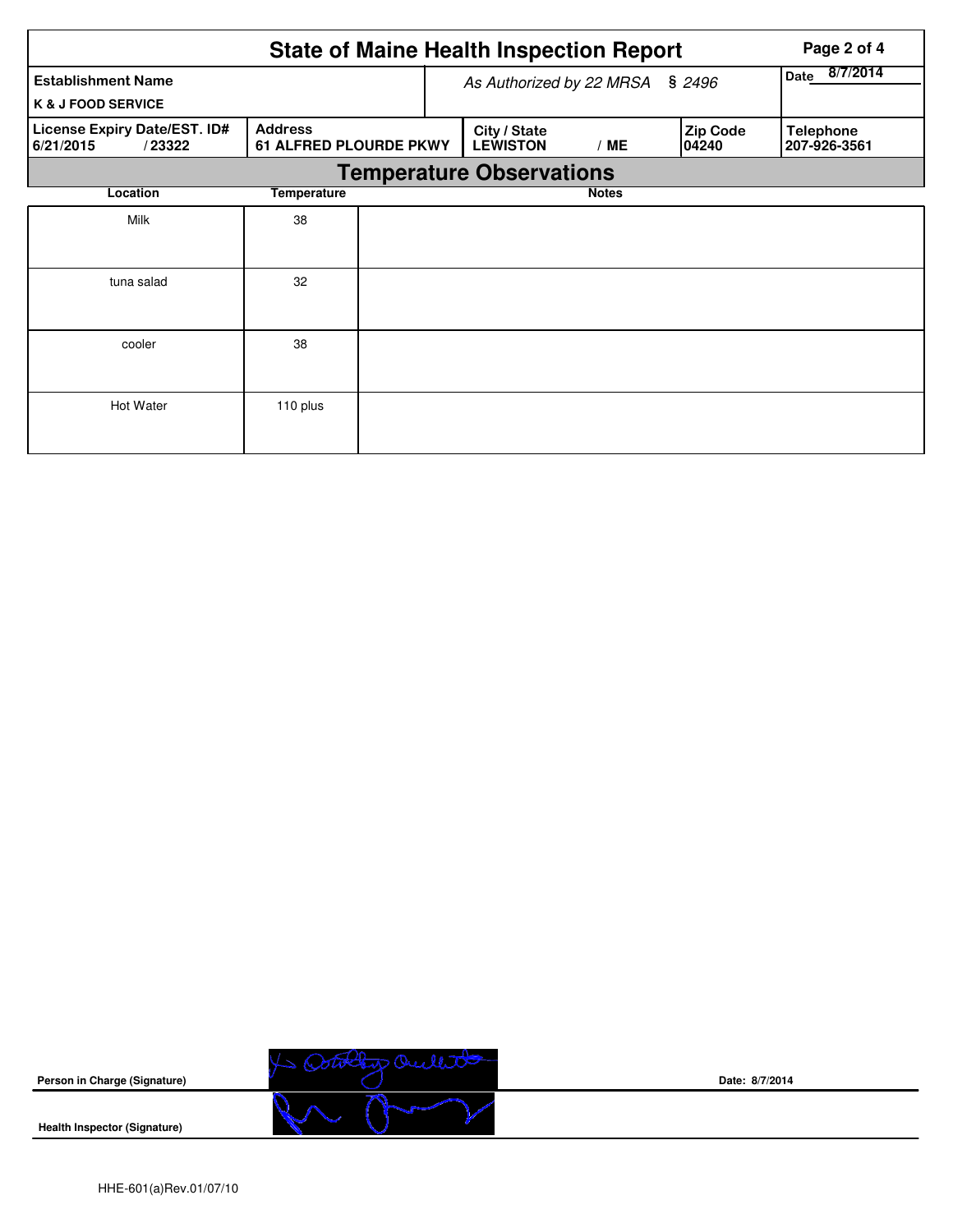# State of Maine Health Inspection Report

| Establishment Name | As Authorized by 22 MRSA § 2496 | Date 8/7/2014 |
|---|---|---|
| K & J FOOD SERVICE | | |

| License Expiry Date/EST. ID# | Address | City / State | Zip Code | Telephone |
|---|---|---|---|---|
| 6/21/2015 / 23322 | 61 ALFRED PLOURDE PKWY | LEWISTON / ME | 04240 | 207-926-3561 |

## Temperature Observations

| Location | Temperature | Notes |
|---|---|---|
| Milk | 38 | |
| tuna salad | 32 | |
| cooler | 38 | |
| Hot Water | 110 plus | |

**Person in Charge (Signature)** Date: 8/7/2014

**Health Inspector (Signature)**

HHE-601(a)Rev.01/07/10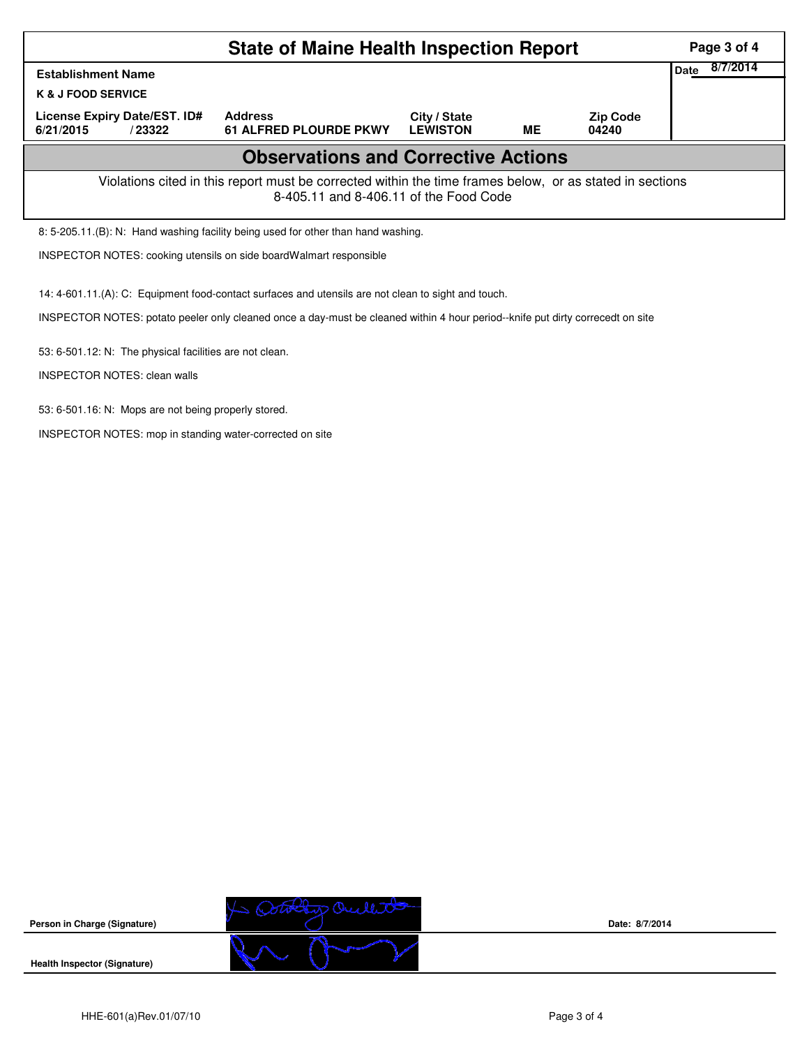# State of Maine Health Inspection Report

| Establishment Name | | | | | Date 8/7/2014 |
|---|---|---|---|---|---|
| K & J FOOD SERVICE | | | | | |
| License Expiry Date/EST. ID# | Address | City / State | | Zip Code | |
| 6/21/2015 / 23322 | 61 ALFRED PLOURDE PKWY | LEWISTON | ME | 04240 | |

## Observations and Corrective Actions

Violations cited in this report must be corrected within the time frames below, or as stated in sections 8-405.11 and 8-406.11 of the Food Code

8: 5-205.11.(B): N: Hand washing facility being used for other than hand washing.

INSPECTOR NOTES: cooking utensils on side boardWalmart responsible

14: 4-601.11.(A): C: Equipment food-contact surfaces and utensils are not clean to sight and touch.

INSPECTOR NOTES: potato peeler only cleaned once a day-must be cleaned within 4 hour period--knife put dirty correcedt on site

53: 6-501.12: N: The physical facilities are not clean.

INSPECTOR NOTES: clean walls

53: 6-501.16: N: Mops are not being properly stored.

INSPECTOR NOTES: mop in standing water-corrected on site

**Person in Charge (Signature)** [signature] **Date:** 8/7/2014

**Health Inspector (Signature)** [signature]

HHE-601(a)Rev.01/07/10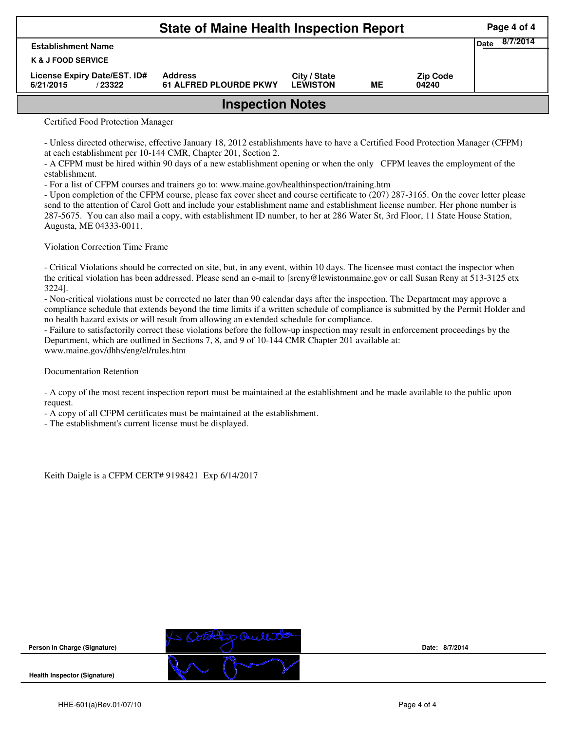# State of Maine Health Inspection Report

| Establishment Name | | | | | Date 8/7/2014 |
|---|---|---|---|---|---|
| K & J FOOD SERVICE | | | | | |
| License Expiry Date/EST. ID# | Address | City / State | | Zip Code | |
| 6/21/2015 / 23322 | 61 ALFRED PLOURDE PKWY | LEWISTON | ME | 04240 | |

## Inspection Notes

Certified Food Protection Manager

- Unless directed otherwise, effective January 18, 2012 establishments have to have a Certified Food Protection Manager (CFPM) at each establishment per 10-144 CMR, Chapter 201, Section 2.
- A CFPM must be hired within 90 days of a new establishment opening or when the only CFPM leaves the employment of the establishment.
- For a list of CFPM courses and trainers go to: www.maine.gov/healthinspection/training.htm
- Upon completion of the CFPM course, please fax cover sheet and course certificate to (207) 287-3165. On the cover letter please send to the attention of Carol Gott and include your establishment name and establishment license number. Her phone number is 287-5675. You can also mail a copy, with establishment ID number, to her at 286 Water St, 3rd Floor, 11 State House Station, Augusta, ME 04333-0011.

Violation Correction Time Frame

- Critical Violations should be corrected on site, but, in any event, within 10 days. The licensee must contact the inspector when the critical violation has been addressed. Please send an e-mail to [sreny@lewistonmaine.gov or call Susan Reny at 513-3125 etx 3224].
- Non-critical violations must be corrected no later than 90 calendar days after the inspection. The Department may approve a compliance schedule that extends beyond the time limits if a written schedule of compliance is submitted by the Permit Holder and no health hazard exists or will result from allowing an extended schedule for compliance.
- Failure to satisfactorily correct these violations before the follow-up inspection may result in enforcement proceedings by the Department, which are outlined in Sections 7, 8, and 9 of 10-144 CMR Chapter 201 available at: www.maine.gov/dhhs/eng/el/rules.htm

Documentation Retention

- A copy of the most recent inspection report must be maintained at the establishment and be made available to the public upon request.
- A copy of all CFPM certificates must be maintained at the establishment.
- The establishment's current license must be displayed.

Keith Daigle is a CFPM CERT# 9198421 Exp 6/14/2017

Person in Charge (Signature) Date: 8/7/2014

Health Inspector (Signature)

HHE-601(a)Rev.01/07/10